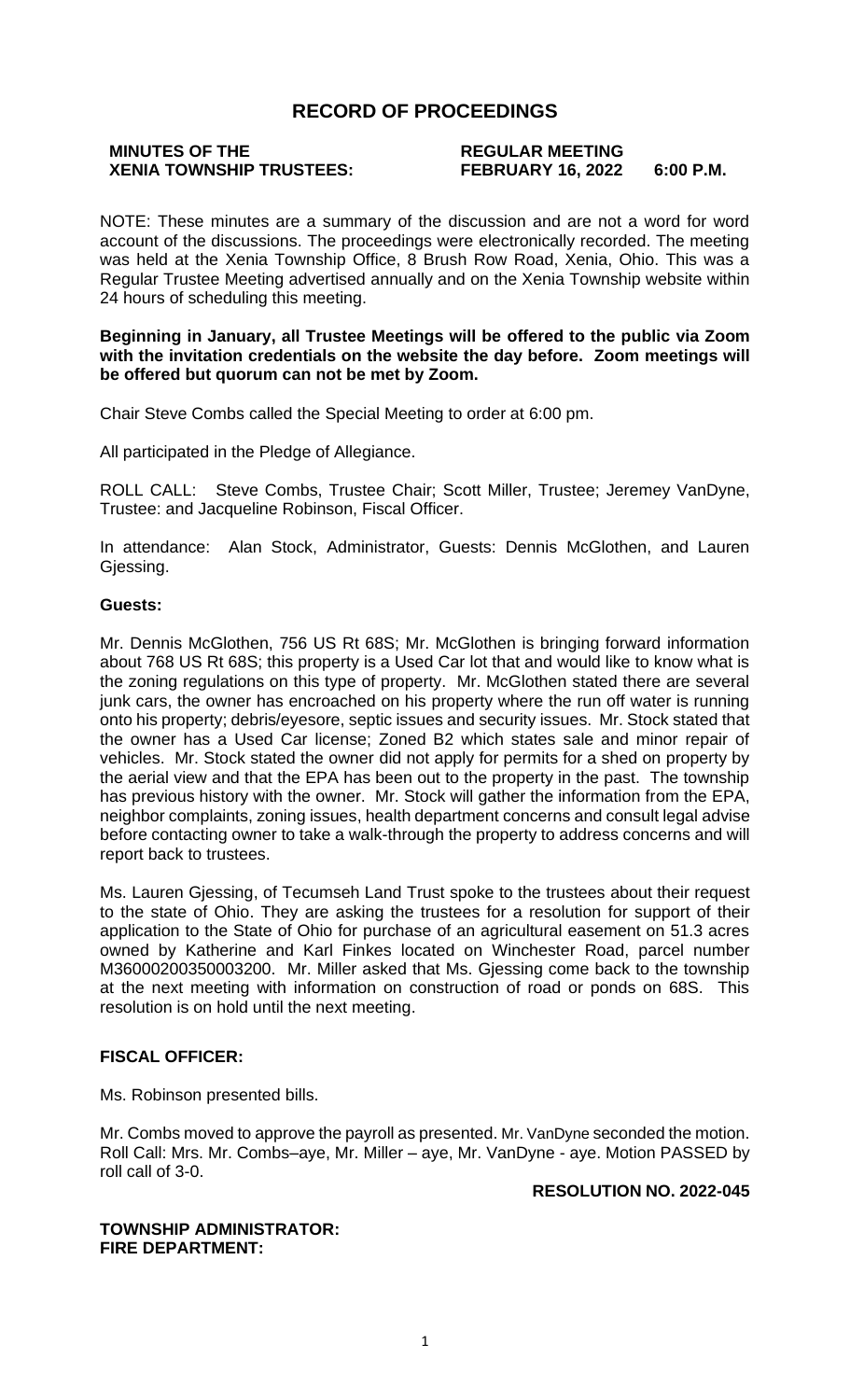# RECORD OF PROCEEDINGS

**MINUTES OF THE XENIA TOWNSHIP TRUSTEES: REGULAR MEETING FEBRUARY 16, 2022 6:00 P.M.**

NOTE: These minutes are a summary of the discussion and are not a word for word account of the discussions. The proceedings were electronically recorded. The meeting was held at the Xenia Township Office, 8 Brush Row Road, Xenia, Ohio. This was a Regular Trustee Meeting advertised annually and on the Xenia Township website within 24 hours of scheduling this meeting.

**Beginning in January, all Trustee Meetings will be offered to the public via Zoom with the invitation credentials on the website the day before. Zoom meetings will be offered but quorum can not be met by Zoom.**

Chair Steve Combs called the Special Meeting to order at 6:00 pm.

All participated in the Pledge of Allegiance.

ROLL CALL: Steve Combs, Trustee Chair; Scott Miller, Trustee; Jeremey VanDyne, Trustee: and Jacqueline Robinson, Fiscal Officer.

In attendance: Alan Stock, Administrator, Guests: Dennis McGlothen, and Lauren Gjessing.

**Guests:**

Mr. Dennis McGlothen, 756 US Rt 68S; Mr. McGlothen is bringing forward information about 768 US Rt 68S; this property is a Used Car lot that and would like to know what is the zoning regulations on this type of property. Mr. McGlothen stated there are several junk cars, the owner has encroached on his property where the run off water is running onto his property; debris/eyesore, septic issues and security issues. Mr. Stock stated that the owner has a Used Car license; Zoned B2 which states sale and minor repair of vehicles. Mr. Stock stated the owner did not apply for permits for a shed on property by the aerial view and that the EPA has been out to the property in the past. The township has previous history with the owner. Mr. Stock will gather the information from the EPA, neighbor complaints, zoning issues, health department concerns and consult legal advise before contacting owner to take a walk-through the property to address concerns and will report back to trustees.

Ms. Lauren Gjessing, of Tecumseh Land Trust spoke to the trustees about their request to the state of Ohio. They are asking the trustees for a resolution for support of their application to the State of Ohio for purchase of an agricultural easement on 51.3 acres owned by Katherine and Karl Finkes located on Winchester Road, parcel number M36000200350003200. Mr. Miller asked that Ms. Gjessing come back to the township at the next meeting with information on construction of road or ponds on 68S. This resolution is on hold until the next meeting.

**FISCAL OFFICER:**

Ms. Robinson presented bills.

Mr. Combs moved to approve the payroll as presented. Mr. VanDyne seconded the motion. Roll Call: Mrs. Mr. Combs–aye, Mr. Miller – aye, Mr. VanDyne - aye. Motion PASSED by roll call of 3-0.

**RESOLUTION NO. 2022-045**

**TOWNSHIP ADMINISTRATOR:**

**FIRE DEPARTMENT:**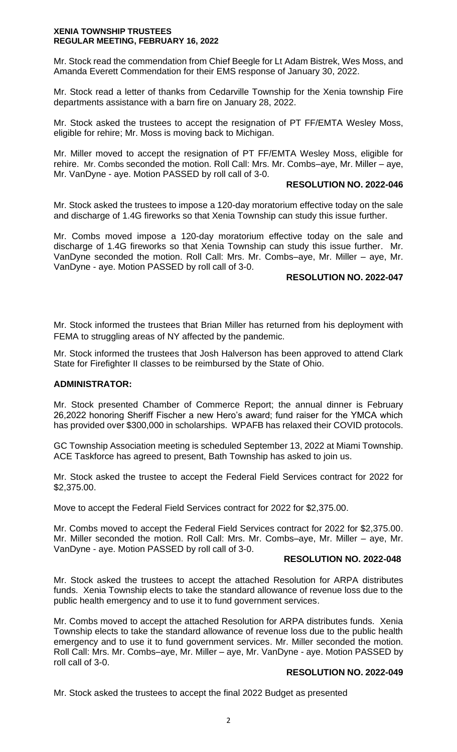Mr. Stock read the commendation from Chief Beegle for Lt Adam Bistrek, Wes Moss, and Amanda Everett Commendation for their EMS response of January 30, 2022.

Mr. Stock read a letter of thanks from Cedarville Township for the Xenia township Fire departments assistance with a barn fire on January 28, 2022.

Mr. Stock asked the trustees to accept the resignation of PT FF/EMTA Wesley Moss, eligible for rehire; Mr. Moss is moving back to Michigan.

Mr. Miller moved to accept the resignation of PT FF/EMTA Wesley Moss, eligible for rehire. Mr. Combs seconded the motion. Roll Call: Mrs. Mr. Combs–aye, Mr. Miller – aye, Mr. VanDyne - aye. Motion PASSED by roll call of 3-0.

**RESOLUTION NO. 2022-046**

Mr. Stock asked the trustees to impose a 120-day moratorium effective today on the sale and discharge of 1.4G fireworks so that Xenia Township can study this issue further.

Mr. Combs moved impose a 120-day moratorium effective today on the sale and discharge of 1.4G fireworks so that Xenia Township can study this issue further. Mr. VanDyne seconded the motion. Roll Call: Mrs. Mr. Combs–aye, Mr. Miller – aye, Mr. VanDyne - aye. Motion PASSED by roll call of 3-0.

**RESOLUTION NO. 2022-047**

Mr. Stock informed the trustees that Brian Miller has returned from his deployment with FEMA to struggling areas of NY affected by the pandemic.

Mr. Stock informed the trustees that Josh Halverson has been approved to attend Clark State for Firefighter II classes to be reimbursed by the State of Ohio.

**ADMINISTRATOR:**

Mr. Stock presented Chamber of Commerce Report; the annual dinner is February 26,2022 honoring Sheriff Fischer a new Hero's award; fund raiser for the YMCA which has provided over $300,000 in scholarships. WPAFB has relaxed their COVID protocols.

GC Township Association meeting is scheduled September 13, 2022 at Miami Township. ACE Taskforce has agreed to present, Bath Township has asked to join us.

Mr. Stock asked the trustee to accept the Federal Field Services contract for 2022 for $2,375.00.

Move to accept the Federal Field Services contract for 2022 for $2,375.00.

Mr. Combs moved to accept the Federal Field Services contract for 2022 for $2,375.00. Mr. Miller seconded the motion. Roll Call: Mrs. Mr. Combs–aye, Mr. Miller – aye, Mr. VanDyne - aye. Motion PASSED by roll call of 3-0.

**RESOLUTION NO. 2022-048**

Mr. Stock asked the trustees to accept the attached Resolution for ARPA distributes funds. Xenia Township elects to take the standard allowance of revenue loss due to the public health emergency and to use it to fund government services.

Mr. Combs moved to accept the attached Resolution for ARPA distributes funds. Xenia Township elects to take the standard allowance of revenue loss due to the public health emergency and to use it to fund government services. Mr. Miller seconded the motion. Roll Call: Mrs. Mr. Combs–aye, Mr. Miller – aye, Mr. VanDyne - aye. Motion PASSED by roll call of 3-0.

**RESOLUTION NO. 2022-049**

Mr. Stock asked the trustees to accept the final 2022 Budget as presented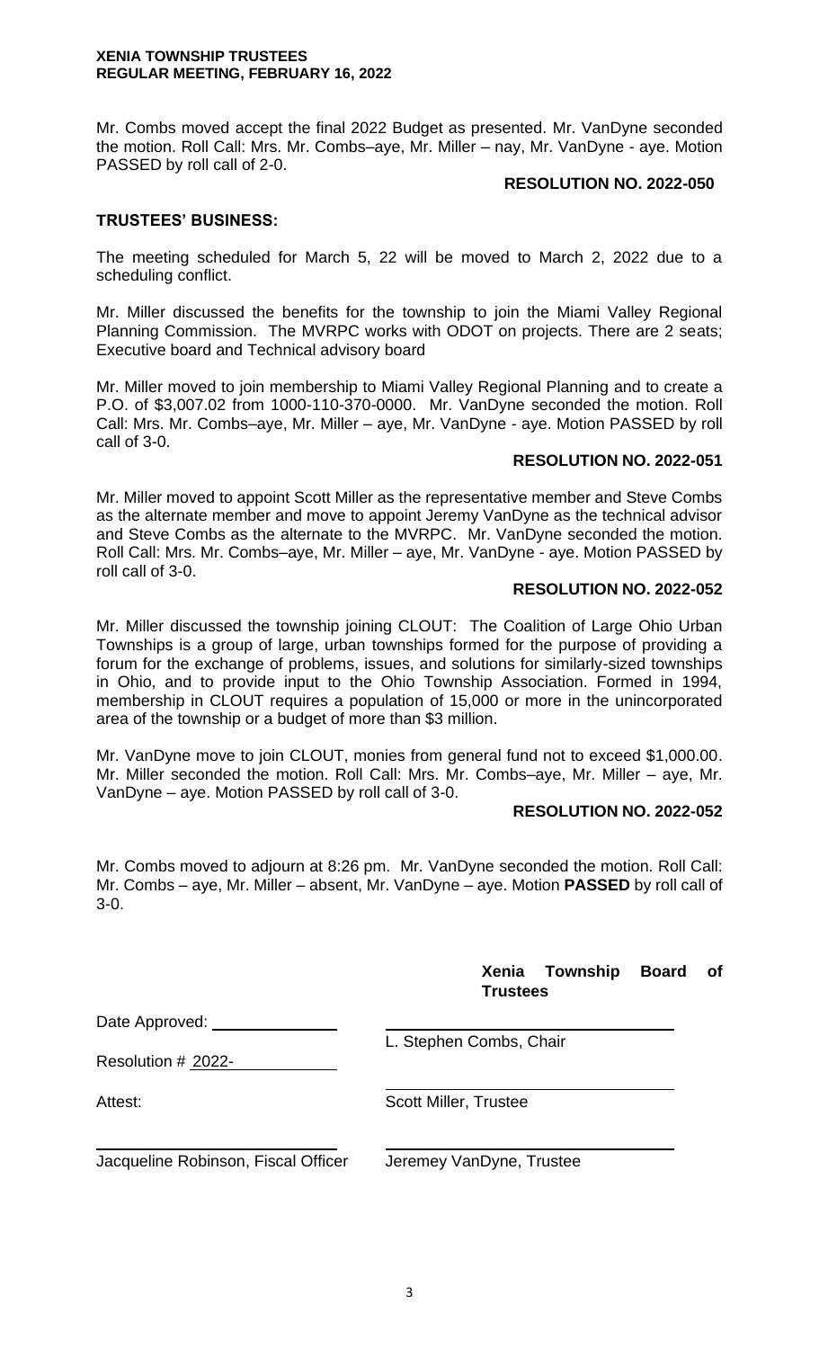Mr. Combs moved accept the final 2022 Budget as presented. Mr. VanDyne seconded the motion. Roll Call: Mrs. Mr. Combs–aye, Mr. Miller – nay, Mr. VanDyne - aye. Motion PASSED by roll call of 2-0.

**RESOLUTION NO. 2022-050**

## TRUSTEES' BUSINESS:

The meeting scheduled for March 5, 22 will be moved to March 2, 2022 due to a scheduling conflict.

Mr. Miller discussed the benefits for the township to join the Miami Valley Regional Planning Commission. The MVRPC works with ODOT on projects. There are 2 seats; Executive board and Technical advisory board

Mr. Miller moved to join membership to Miami Valley Regional Planning and to create a P.O. of $3,007.02 from 1000-110-370-0000. Mr. VanDyne seconded the motion. Roll Call: Mrs. Mr. Combs–aye, Mr. Miller – aye, Mr. VanDyne - aye. Motion PASSED by roll call of 3-0.

**RESOLUTION NO. 2022-051**

Mr. Miller moved to appoint Scott Miller as the representative member and Steve Combs as the alternate member and move to appoint Jeremy VanDyne as the technical advisor and Steve Combs as the alternate to the MVRPC. Mr. VanDyne seconded the motion. Roll Call: Mrs. Mr. Combs–aye, Mr. Miller – aye, Mr. VanDyne - aye. Motion PASSED by roll call of 3-0.

**RESOLUTION NO. 2022-052**

Mr. Miller discussed the township joining CLOUT: The Coalition of Large Ohio Urban Townships is a group of large, urban townships formed for the purpose of providing a forum for the exchange of problems, issues, and solutions for similarly-sized townships in Ohio, and to provide input to the Ohio Township Association. Formed in 1994, membership in CLOUT requires a population of 15,000 or more in the unincorporated area of the township or a budget of more than $3 million.

Mr. VanDyne move to join CLOUT, monies from general fund not to exceed $1,000.00. Mr. Miller seconded the motion. Roll Call: Mrs. Mr. Combs–aye, Mr. Miller – aye, Mr. VanDyne – aye. Motion PASSED by roll call of 3-0.

**RESOLUTION NO. 2022-052**

Mr. Combs moved to adjourn at 8:26 pm. Mr. VanDyne seconded the motion. Roll Call: Mr. Combs – aye, Mr. Miller – absent, Mr. VanDyne – aye. Motion **PASSED** by roll call of 3-0.

**Xenia Township Board of Trustees**

Date Approved: ______________

Resolution # 2022-__________

L. Stephen Combs, Chair

Attest:

Scott Miller, Trustee

Jacqueline Robinson, Fiscal Officer

Jeremey VanDyne, Trustee